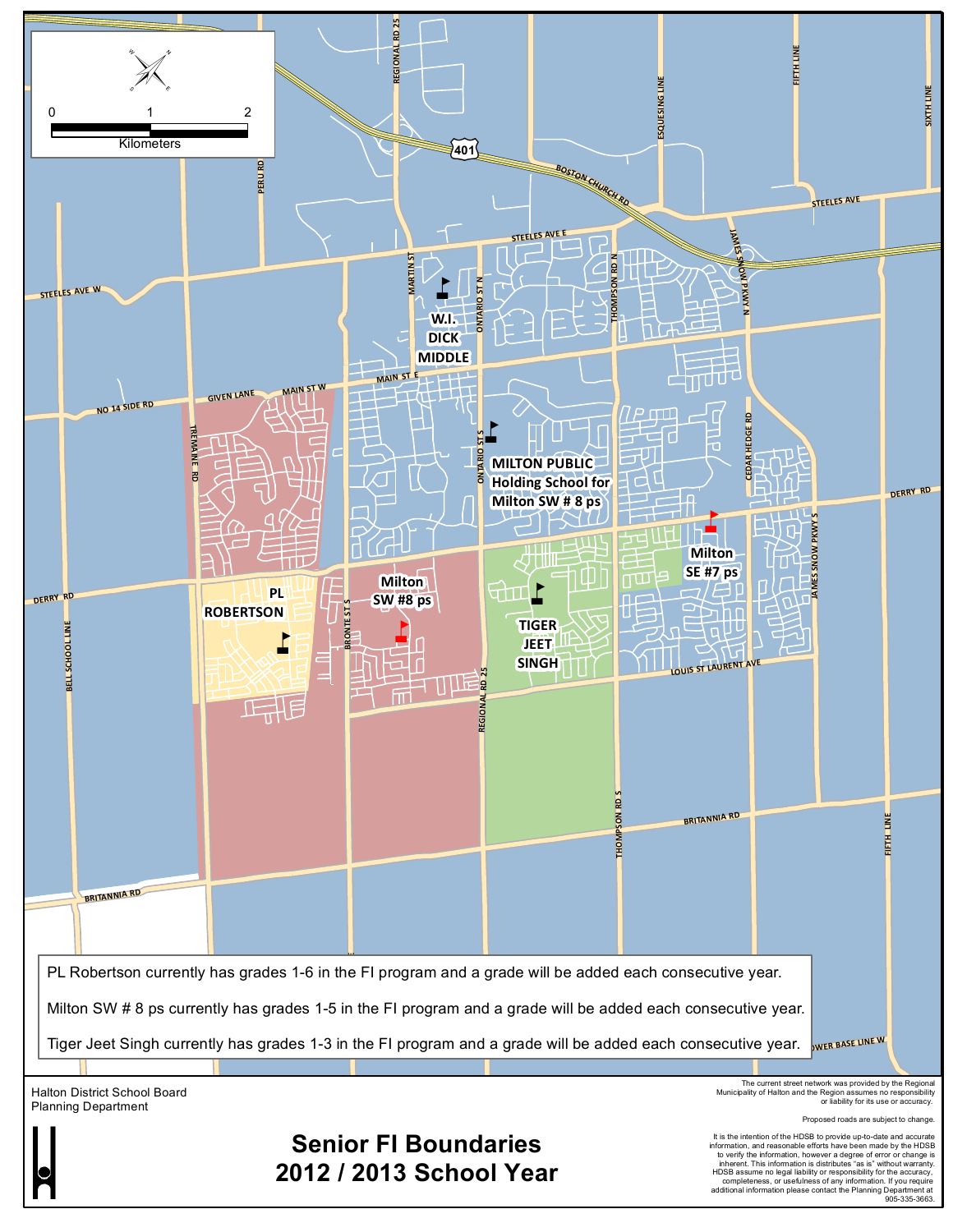# Senior FI Boundaries
## 2012 / 2013 School Year

Halton District School Board
Planning Department

PL Robertson currently has grades 1-6 in the FI program and a grade will be added each consecutive year.

Milton SW # 8 ps currently has grades 1-5 in the FI program and a grade will be added each consecutive year.

Tiger Jeet Singh currently has grades 1-3 in the FI program and a grade will be added each consecutive year.

The current street network was provided by the Regional Municipality of Halton and the Region assumes no responsibility or liability for its use or accuracy.

Proposed roads are subject to change.

It is the intention of the HDSB to provide up-to-date and accurate information, and reasonable efforts have been made by the HDSB to verify the information, however a degree of error or change is inherent. This information is distributes "as is" without warranty. HDSB assume no legal liability or responsibility for the accuracy, completeness, or usefulness of any information. If you require additional information please contact the Planning Department at 905-335-3663.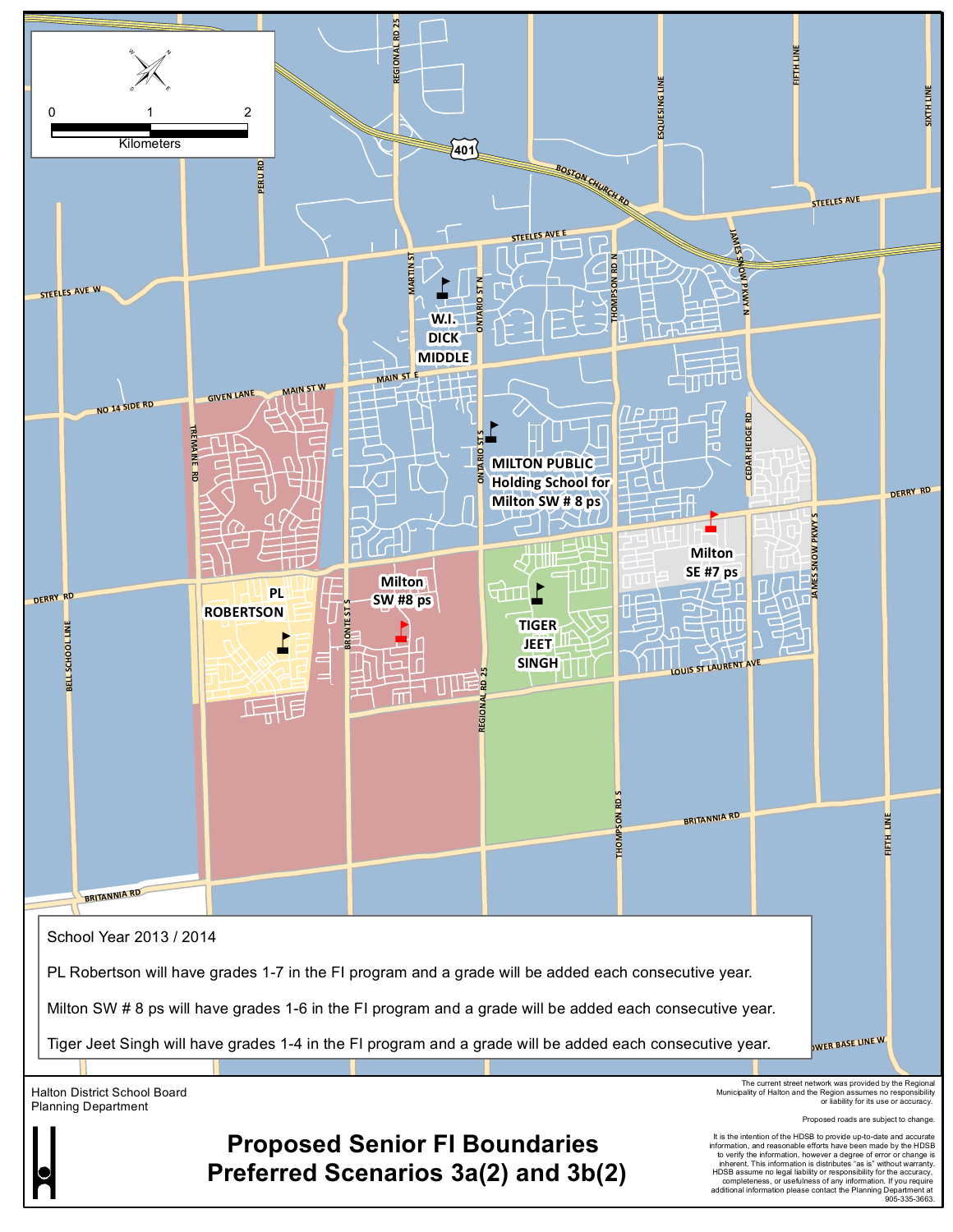School Year 2013 / 2014

PL Robertson will have grades 1-7 in the FI program and a grade will be added each consecutive year.

Milton SW # 8 ps will have grades 1-6 in the FI program and a grade will be added each consecutive year.

Tiger Jeet Singh will have grades 1-4 in the FI program and a grade will be added each consecutive year.

Halton District School Board
Planning Department

# Proposed Senior FI Boundaries
# Preferred Scenarios 3a(2) and 3b(2)

The current street network was provided by the Regional Municipality of Halton and the Region assumes no responsibility or liability for its use or accuracy.

Proposed roads are subject to change.

It is the intention of the HDSB to provide up-to-date and accurate information, and reasonable efforts have been made by the HDSB to verify the information, however a degree of error or change is inherent. This information is distributes "as is" without warranty. HDSB assume no legal liability or responsibility for the accuracy, completeness, or usefulness of any information. If you require additional information please contact the Planning Department at 905-335-3663.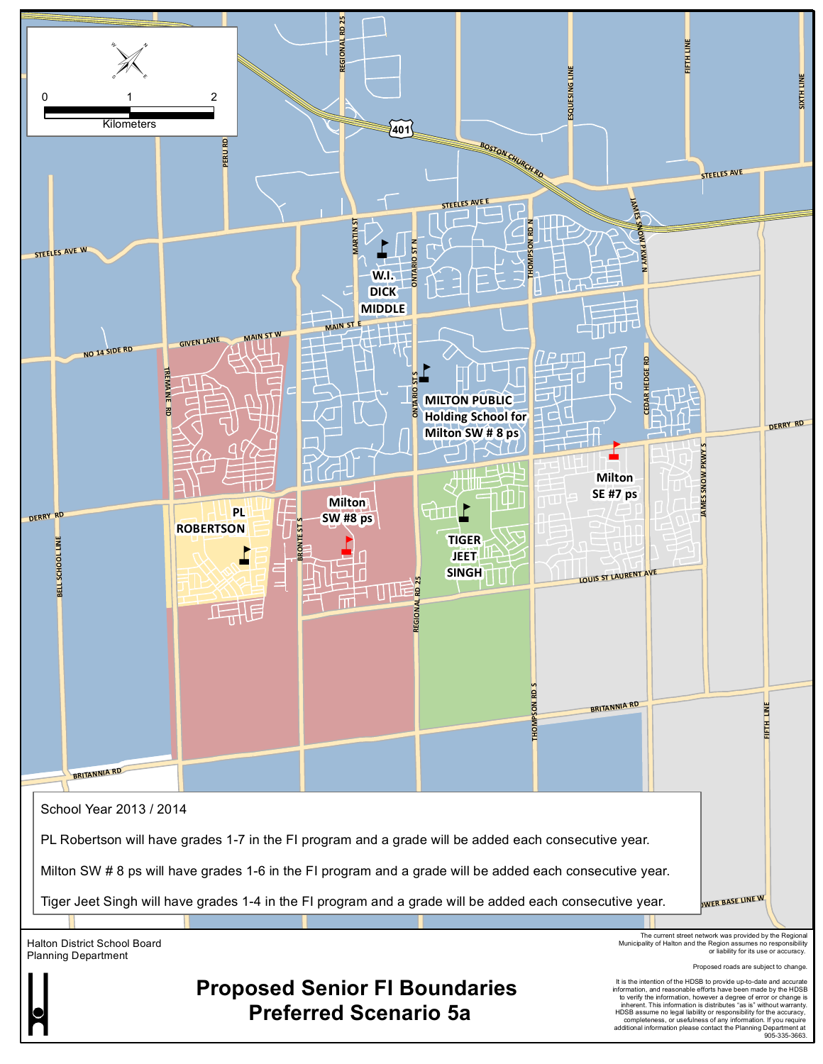# Proposed Senior FI Boundaries
## Preferred Scenario 5a

School Year 2013 / 2014

PL Robertson will have grades 1-7 in the FI program and a grade will be added each consecutive year.

Milton SW # 8 ps will have grades 1-6 in the FI program and a grade will be added each consecutive year.

Tiger Jeet Singh will have grades 1-4 in the FI program and a grade will be added each consecutive year.

Halton District School Board
Planning Department

The current street network was provided by the Regional Municipality of Halton and the Region assumes no responsibility or liability for its use or accuracy.

Proposed roads are subject to change.

It is the intention of the HDSB to provide up-to-date and accurate information, and reasonable efforts have been made by the HDSB to verify the information, however a degree of error or change is inherent. This information is distributes "as is" without warranty. HDSB assume no legal liability or responsibility for the accuracy, completeness, or usefulness of any information. If you require additional information please contact the Planning Department at 905-335-3663.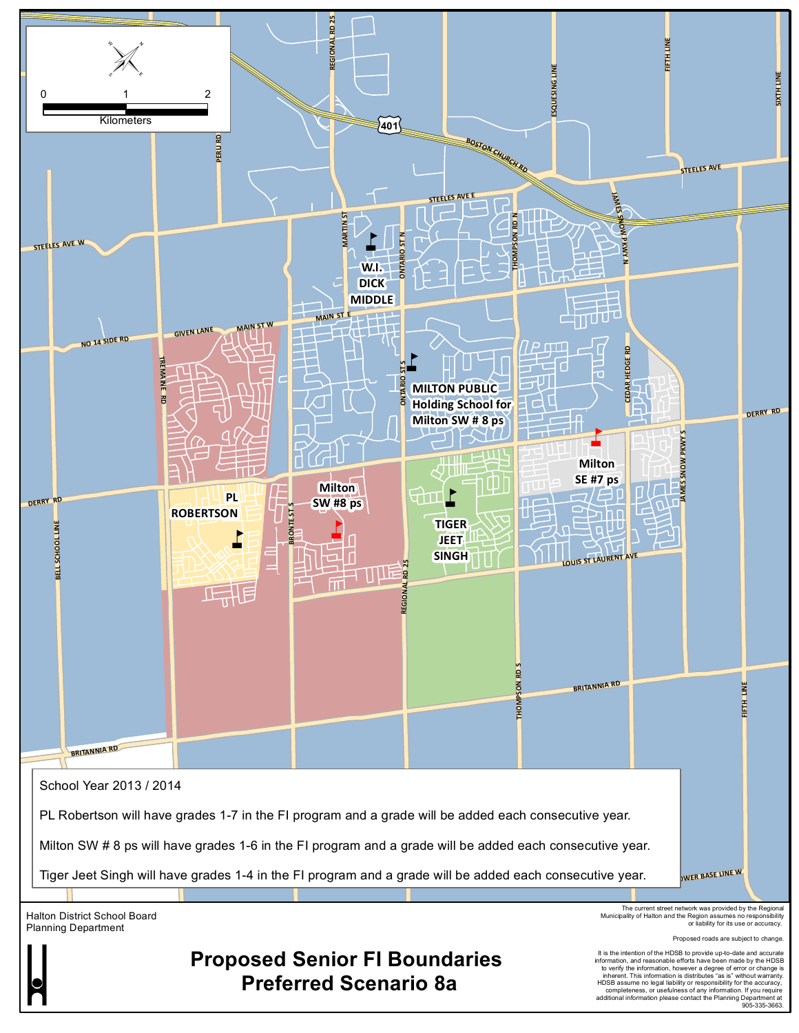School Year 2013 / 2014

PL Robertson will have grades 1-7 in the FI program and a grade will be added each consecutive year.

Milton SW # 8 ps will have grades 1-6 in the FI program and a grade will be added each consecutive year.

Tiger Jeet Singh will have grades 1-4 in the FI program and a grade will be added each consecutive year.

Halton District School Board
Planning Department

# Proposed Senior FI Boundaries
# Preferred Scenario 8a

The current street network was provided by the Regional Municipality of Halton and the Region assumes no responsibility or liability for its use or accuracy.

Proposed roads are subject to change.

It is the intention of the HDSB to provide up-to-date and accurate information, and reasonable efforts have been made by the HDSB to verify the information, however a degree of error or change is inherent. This information is distributes "as is" without warranty. HDSB assume no legal liability or responsibility for the accuracy, completeness, or usefulness of any information. If you require additional information please contact the Planning Department at 905-335-3663.